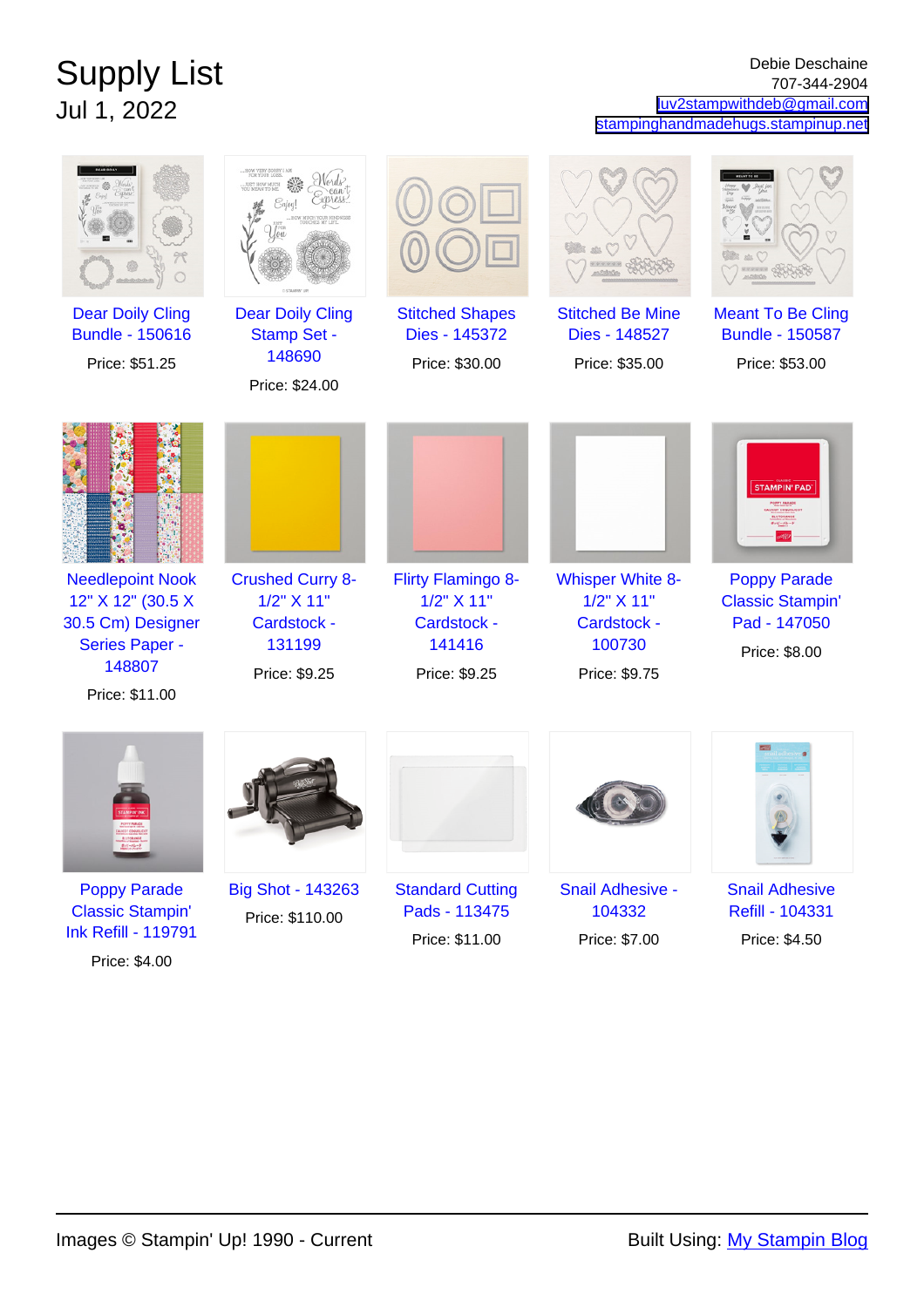# Supply List

## Jul 1, 2022

Debie Deschaine
707-344-2904
luv2stampwithdeb@gmail.com
stampinghandmadehugs.stampinup.net

- Dear Doily Cling Bundle - 150616 — Price: $51.25
- Dear Doily Cling Stamp Set - 148690 — Price: $24.00
- Stitched Shapes Dies - 145372 — Price: $30.00
- Stitched Be Mine Dies - 148527 — Price: $35.00
- Meant To Be Cling Bundle - 150587 — Price: $53.00
- Needlepoint Nook 12" X 12" (30.5 X 30.5 Cm) Designer Series Paper - 148807 — Price: $11.00
- Crushed Curry 8-1/2" X 11" Cardstock - 131199 — Price: $9.25
- Flirty Flamingo 8-1/2" X 11" Cardstock - 141416 — Price: $9.25
- Whisper White 8-1/2" X 11" Cardstock - 100730 — Price: $9.75
- Poppy Parade Classic Stampin' Pad - 147050 — Price: $8.00
- Poppy Parade Classic Stampin' Ink Refill - 119791 — Price: $4.00
- Big Shot - 143263 — Price: $110.00
- Standard Cutting Pads - 113475 — Price: $11.00
- Snail Adhesive - 104332 — Price: $7.00
- Snail Adhesive Refill - 104331 — Price: $4.50

Images © Stampin' Up! 1990 - Current

Built Using: My Stampin Blog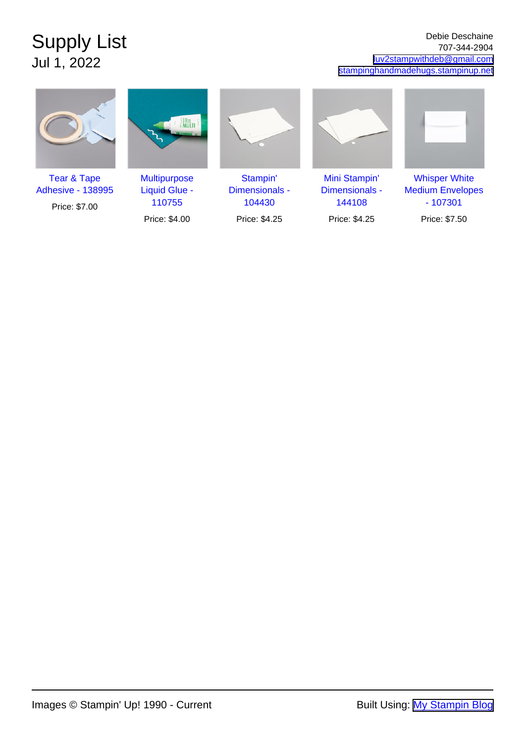# Supply List

Jul 1, 2022

Debie Deschaine
707-344-2904
luv2stampwithdeb@gmail.com
stampinghandmadehugs.stampinup.net

| | | | | |
|---|---|---|---|---|
| Tear & Tape Adhesive - 138995 | Multipurpose Liquid Glue - 110755 | Stampin' Dimensionals - 104430 | Mini Stampin' Dimensionals - 144108 | Whisper White Medium Envelopes - 107301 |
| Price: $7.00 | Price: $4.00 | Price: $4.25 | Price: $4.25 | Price: $7.50 |

Images © Stampin' Up! 1990 - Current

Built Using: My Stampin Blog